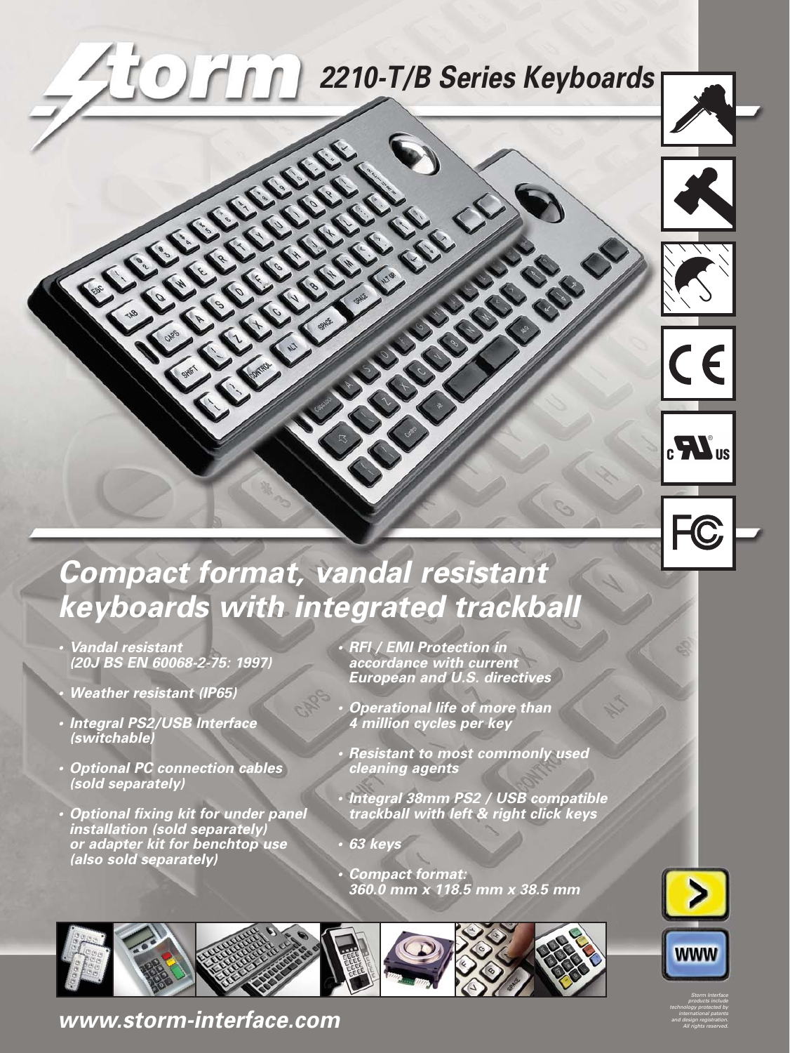# Storm 2210-T/B Series Keyboards

## Compact format, vandal resistant keyboards with integrated trackball

- *Vandal resistant (20J BS EN 60068-2-75: 1997)*
- *Weather resistant (IP65)*
- *Integral PS2/USB Interface (switchable)*
- *Optional PC connection cables (sold separately)*
- *Optional fixing kit for under panel installation (sold separately) or adapter kit for benchtop use (also sold separately)*
- *RFI / EMI Protection in accordance with current European and U.S. directives*
- *Operational life of more than 4 million cycles per key*
- *Resistant to most commonly used cleaning agents*
- *Integral 38mm PS2 / USB compatible trackball with left & right click keys*
- *63 keys*
- *Compact format: 360.0 mm x 118.5 mm x 38.5 mm*

***www.storm-interface.com***

*Storm Interface products include technology protected by international patents and design registration. All rights reserved.*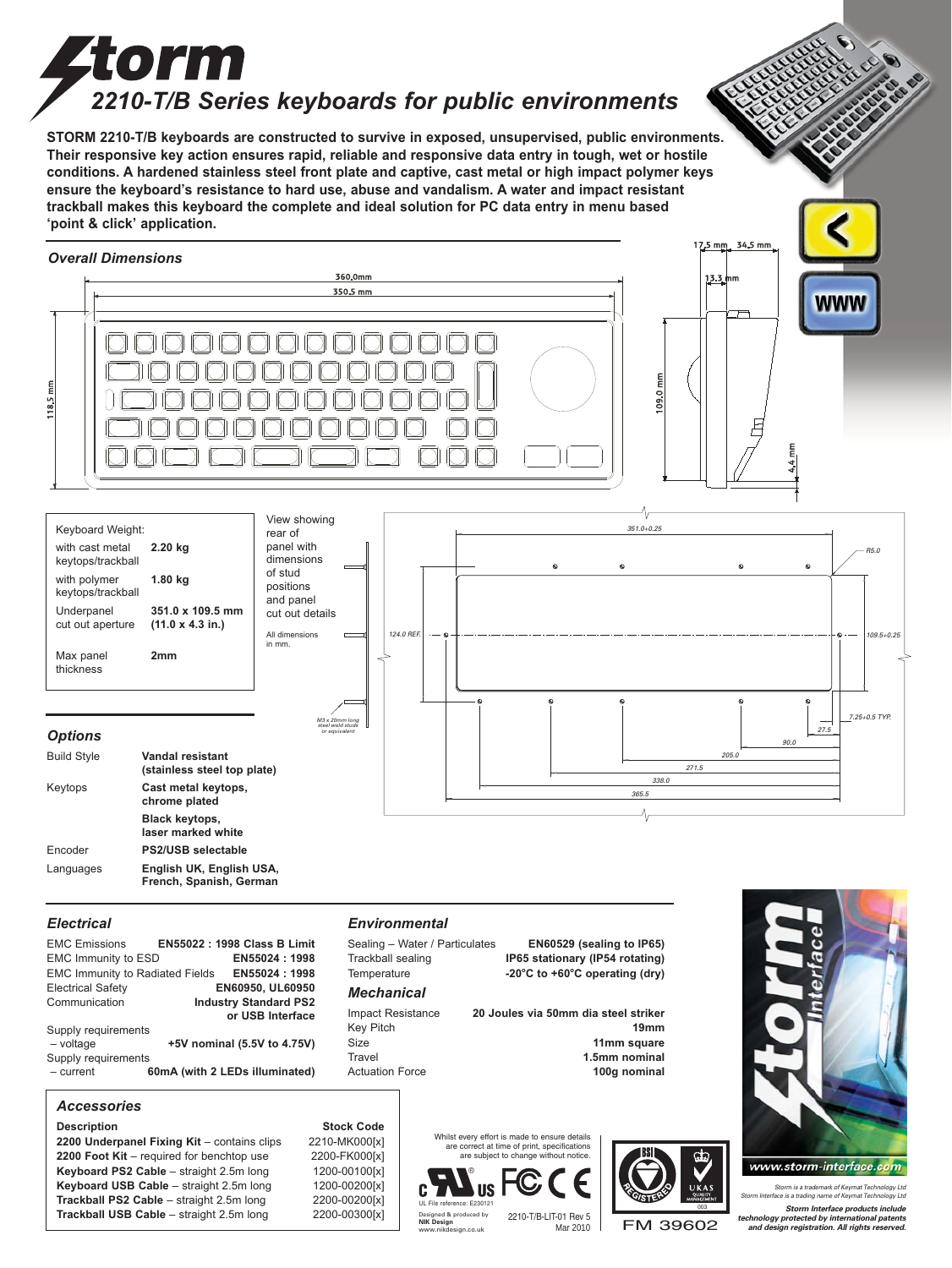# Storm

## 2210-T/B Series keyboards for public environments

**STORM 2210-T/B keyboards are constructed to survive in exposed, unsupervised, public environments. Their responsive key action ensures rapid, reliable and responsive data entry in tough, wet or hostile conditions. A hardened stainless steel front plate and captive, cast metal or high impact polymer keys ensure the keyboard's resistance to hard use, abuse and vandalism. A water and impact resistant trackball makes this keyboard the complete and ideal solution for PC data entry in menu based 'point & click' application.**

### Overall Dimensions

360.0mm
350.5 mm
118.5 mm
17.5 mm
34.5 mm
13.3 mm
109.0 mm
4.4 mm

| | |
|---|---|
| Keyboard Weight: | |
| with cast metal keytops/trackball | **2.20 kg** |
| with polymer keytops/trackball | **1.80 kg** |
| Underpanel cut out aperture | **351.0 x 109.5 mm (11.0 x 4.3 in.)** |
| Max panel thickness | **2mm** |

View showing rear of panel with dimensions of stud positions and panel cut out details

All dimensions in mm.

M3 x 20mm long steel weld studs or equivalent

351.0+0.25
R5.0
124.0 REF.
109.5+0.25
7.25+0.5 TYP.
27.5
90.0
205.0
271.5
338.0
365.5

### Options

| | |
|---|---|
| Build Style | **Vandal resistant (stainless steel top plate)** |
| Keytops | **Cast metal keytops, chrome plated** |
| | **Black keytops, laser marked white** |
| Encoder | **PS2/USB selectable** |
| Languages | **English UK, English USA, French, Spanish, German** |

### Electrical

| | |
|---|---|
| EMC Emissions | **EN55022 : 1998 Class B Limit** |
| EMC Immunity to ESD | **EN55024 : 1998** |
| EMC Immunity to Radiated Fields | **EN55024 : 1998** |
| Electrical Safety | **EN60950, UL60950** |
| Communication | **Industry Standard PS2 or USB Interface** |
| Supply requirements – voltage | **+5V nominal (5.5V to 4.75V)** |
| Supply requirements – current | **60mA (with 2 LEDs illuminated)** |

### Environmental

| | |
|---|---|
| Sealing – Water / Particulates | **EN60529 (sealing to IP65)** |
| Trackball sealing | **IP65 stationary (IP54 rotating)** |
| Temperature | **-20°C to +60°C operating (dry)** |

### Mechanical

| | |
|---|---|
| Impact Resistance | **20 Joules via 50mm dia steel striker** |
| Key Pitch | **19mm** |
| Size | **11mm square** |
| Travel | **1.5mm nominal** |
| Actuation Force | **100g nominal** |

### Accessories

| Description | Stock Code |
|---|---|
| **2200 Underpanel Fixing Kit** – contains clips | 2210-MK000[x] |
| **2200 Foot Kit** – required for benchtop use | 2200-FK000[x] |
| **Keyboard PS2 Cable** – straight 2.5m long | 1200-00100[x] |
| **Keyboard USB Cable** – straight 2.5m long | 1200-00200[x] |
| **Trackball PS2 Cable** – straight 2.5m long | 2200-00200[x] |
| **Trackball USB Cable** – straight 2.5m long | 2200-00300[x] |

Whilst every effort is made to ensure details are correct at time of print, specifications are subject to change without notice.

UL File reference: E230121

Designed & produced by NIK Design www.nikdesign.co.uk

2210-T/B-LIT-01 Rev 5 Mar 2010

FM 39602

www.storm-interface.com

*Storm is a trademark of Keymat Technology Ltd*
*Storm Interface is a trading name of Keymat Technology Ltd*

***Storm Interface products include technology protected by international patents and design registration. All rights reserved.***